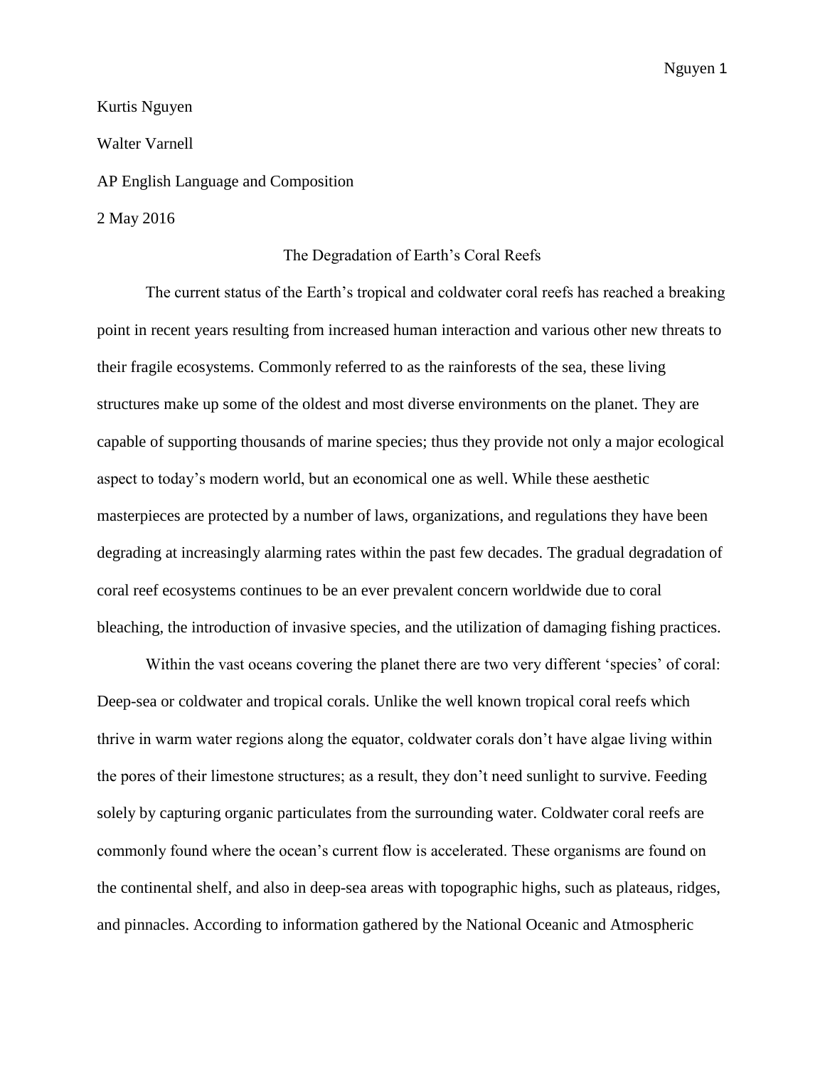Kurtis Nguyen

Walter Varnell

AP English Language and Composition

2 May 2016

# The Degradation of Earth's Coral Reefs

The current status of the Earth's tropical and coldwater coral reefs has reached a breaking point in recent years resulting from increased human interaction and various other new threats to their fragile ecosystems. Commonly referred to as the rainforests of the sea, these living structures make up some of the oldest and most diverse environments on the planet. They are capable of supporting thousands of marine species; thus they provide not only a major ecological aspect to today's modern world, but an economical one as well. While these aesthetic masterpieces are protected by a number of laws, organizations, and regulations they have been degrading at increasingly alarming rates within the past few decades. The gradual degradation of coral reef ecosystems continues to be an ever prevalent concern worldwide due to coral bleaching, the introduction of invasive species, and the utilization of damaging fishing practices.

Within the vast oceans covering the planet there are two very different 'species' of coral: Deep-sea or coldwater and tropical corals. Unlike the well known tropical coral reefs which thrive in warm water regions along the equator, coldwater corals don't have algae living within the pores of their limestone structures; as a result, they don't need sunlight to survive. Feeding solely by capturing organic particulates from the surrounding water. Coldwater coral reefs are commonly found where the ocean's current flow is accelerated. These organisms are found on the continental shelf, and also in deep-sea areas with topographic highs, such as plateaus, ridges, and pinnacles. According to information gathered by the National Oceanic and Atmospheric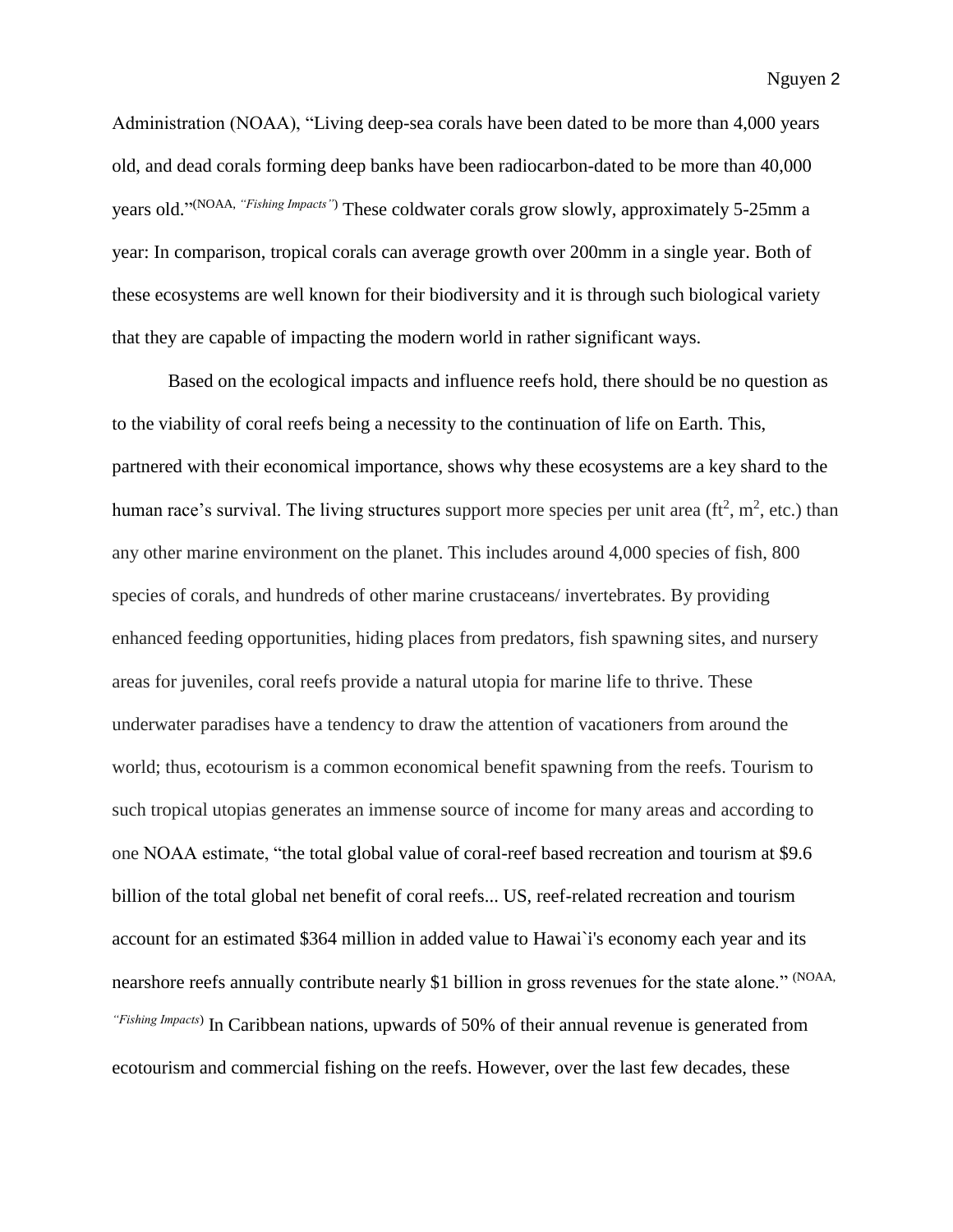Administration (NOAA), "Living deep-sea corals have been dated to be more than 4,000 years old, and dead corals forming deep banks have been radiocarbon-dated to be more than 40,000 years old."(NOAA, *"Fishing Impacts"*) These coldwater corals grow slowly, approximately 5-25mm a year: In comparison, tropical corals can average growth over 200mm in a single year. Both of these ecosystems are well known for their biodiversity and it is through such biological variety that they are capable of impacting the modern world in rather significant ways.

Based on the ecological impacts and influence reefs hold, there should be no question as to the viability of coral reefs being a necessity to the continuation of life on Earth. This, partnered with their economical importance, shows why these ecosystems are a key shard to the human race's survival. The living structures support more species per unit area ($ft^2$, $m^2$, etc.) than any other marine environment on the planet. This includes around 4,000 species of fish, 800 species of corals, and hundreds of other marine crustaceans/ invertebrates. By providing enhanced feeding opportunities, hiding places from predators, fish spawning sites, and nursery areas for juveniles, coral reefs provide a natural utopia for marine life to thrive. These underwater paradises have a tendency to draw the attention of vacationers from around the world; thus, ecotourism is a common economical benefit spawning from the reefs. Tourism to such tropical utopias generates an immense source of income for many areas and according to one NOAA estimate, "the total global value of coral-reef based recreation and tourism at $9.6 billion of the total global net benefit of coral reefs... US, reef-related recreation and tourism account for an estimated $364 million in added value to Hawai`i's economy each year and its nearshore reefs annually contribute nearly $1 billion in gross revenues for the state alone." (NOAA, *"Fishing Impacts*) In Caribbean nations, upwards of 50% of their annual revenue is generated from ecotourism and commercial fishing on the reefs. However, over the last few decades, these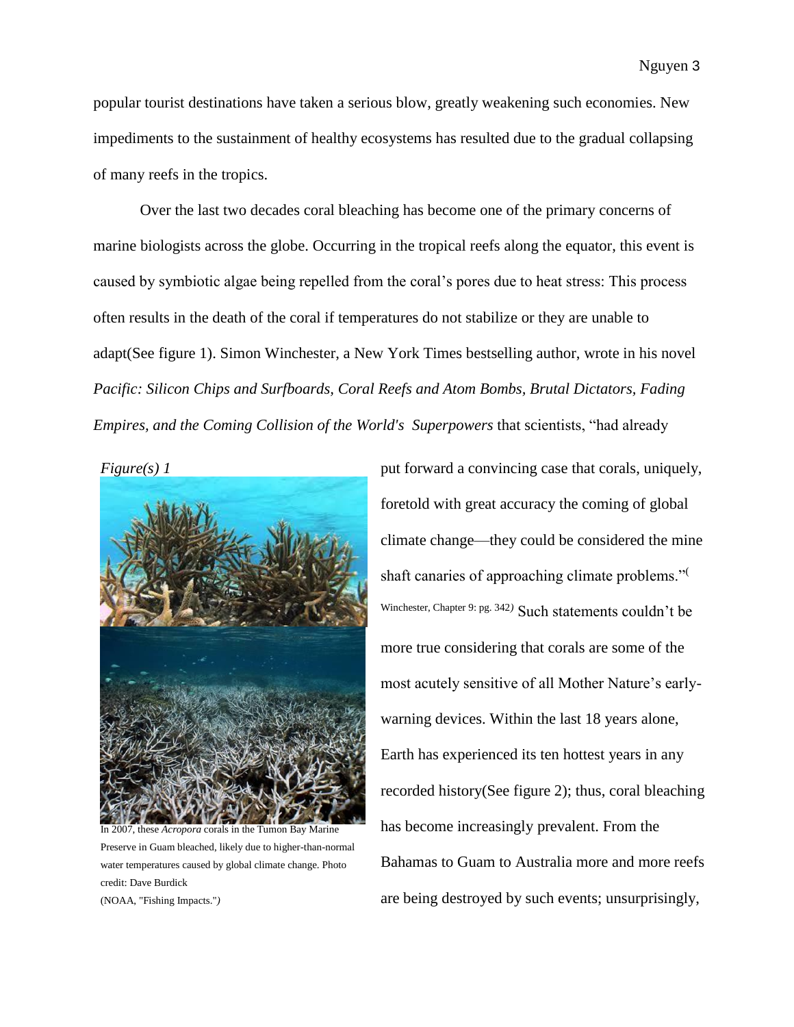popular tourist destinations have taken a serious blow, greatly weakening such economies. New impediments to the sustainment of healthy ecosystems has resulted due to the gradual collapsing of many reefs in the tropics.

Over the last two decades coral bleaching has become one of the primary concerns of marine biologists across the globe. Occurring in the tropical reefs along the equator, this event is caused by symbiotic algae being repelled from the coral's pores due to heat stress: This process often results in the death of the coral if temperatures do not stabilize or they are unable to adapt(See figure 1). Simon Winchester, a New York Times bestselling author, wrote in his novel *Pacific: Silicon Chips and Surfboards, Coral Reefs and Atom Bombs, Brutal Dictators, Fading Empires, and the Coming Collision of the World's Superpowers* that scientists, "had already put forward a convincing case that corals, uniquely, foretold with great accuracy the coming of global climate change—they could be considered the mine shaft canaries of approaching climate problems."(Winchester, Chapter 9: pg. 342) Such statements couldn't be more true considering that corals are some of the most acutely sensitive of all Mother Nature's early-warning devices. Within the last 18 years alone, Earth has experienced its ten hottest years in any recorded history(See figure 2); thus, coral bleaching has become increasingly prevalent. From the Bahamas to Guam to Australia more and more reefs are being destroyed by such events; unsurprisingly,

*Figure(s) 1*

In 2007, these *Acropora* corals in the Tumon Bay Marine Preserve in Guam bleached, likely due to higher-than-normal water temperatures caused by global climate change. Photo credit: Dave Burdick
(NOAA, "Fishing Impacts.")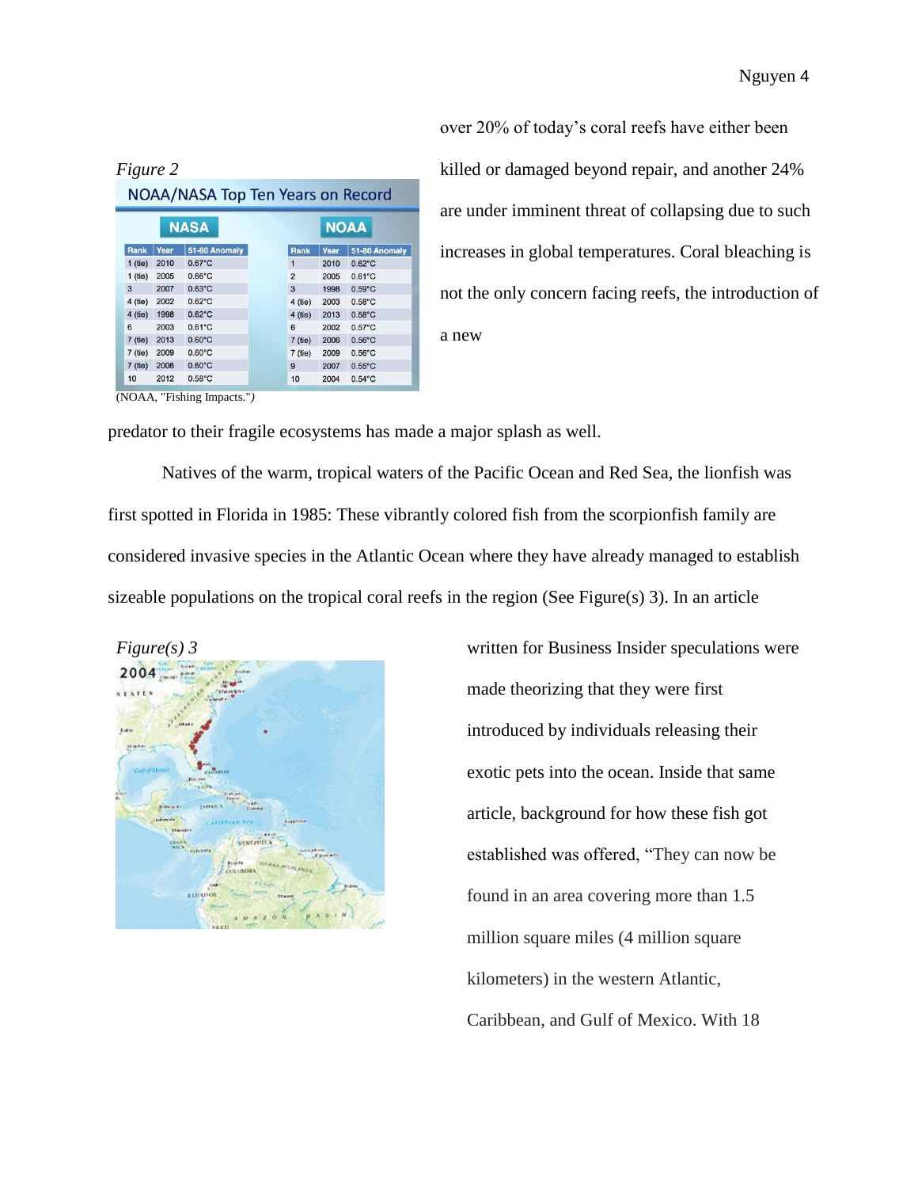over 20% of today's coral reefs have either been killed or damaged beyond repair, and another 24% are under imminent threat of collapsing due to such increases in global temperatures. Coral bleaching is not the only concern facing reefs, the introduction of a new predator to their fragile ecosystems has made a major splash as well.

*Figure 2*

NOAA/NASA Top Ten Years on Record

| NASA | | | | NOAA | | |
|---|---|---|---|---|---|---|
| Rank | Year | 51-80 Anomaly | | Rank | Year | 51-80 Anomaly |
| 1 (tie) | 2010 | 0.67°C | | 1 | 2010 | 0.62°C |
| 1 (tie) | 2005 | 0.66°C | | 2 | 2005 | 0.61°C |
| 3 | 2007 | 0.63°C | | 3 | 1998 | 0.59°C |
| 4 (tie) | 2002 | 0.62°C | | 4 (tie) | 2003 | 0.58°C |
| 4 (tie) | 1998 | 0.62°C | | 4 (tie) | 2013 | 0.58°C |
| 6 | 2003 | 0.61°C | | 6 | 2002 | 0.57°C |
| 7 (tie) | 2013 | 0.60°C | | 7 (tie) | 2006 | 0.56°C |
| 7 (tie) | 2009 | 0.60°C | | 7 (tie) | 2009 | 0.56°C |
| 7 (tie) | 2006 | 0.60°C | | 9 | 2007 | 0.55°C |
| 10 | 2012 | 0.58°C | | 10 | 2004 | 0.54°C |

(NOAA, "Fishing Impacts.")

Natives of the warm, tropical waters of the Pacific Ocean and Red Sea, the lionfish was first spotted in Florida in 1985: These vibrantly colored fish from the scorpionfish family are considered invasive species in the Atlantic Ocean where they have already managed to establish sizeable populations on the tropical coral reefs in the region (See Figure(s) 3). In an article written for Business Insider speculations were made theorizing that they were first introduced by individuals releasing their exotic pets into the ocean. Inside that same article, background for how these fish got established was offered, "They can now be found in an area covering more than 1.5 million square miles (4 million square kilometers) in the western Atlantic, Caribbean, and Gulf of Mexico. With 18

*Figure(s) 3*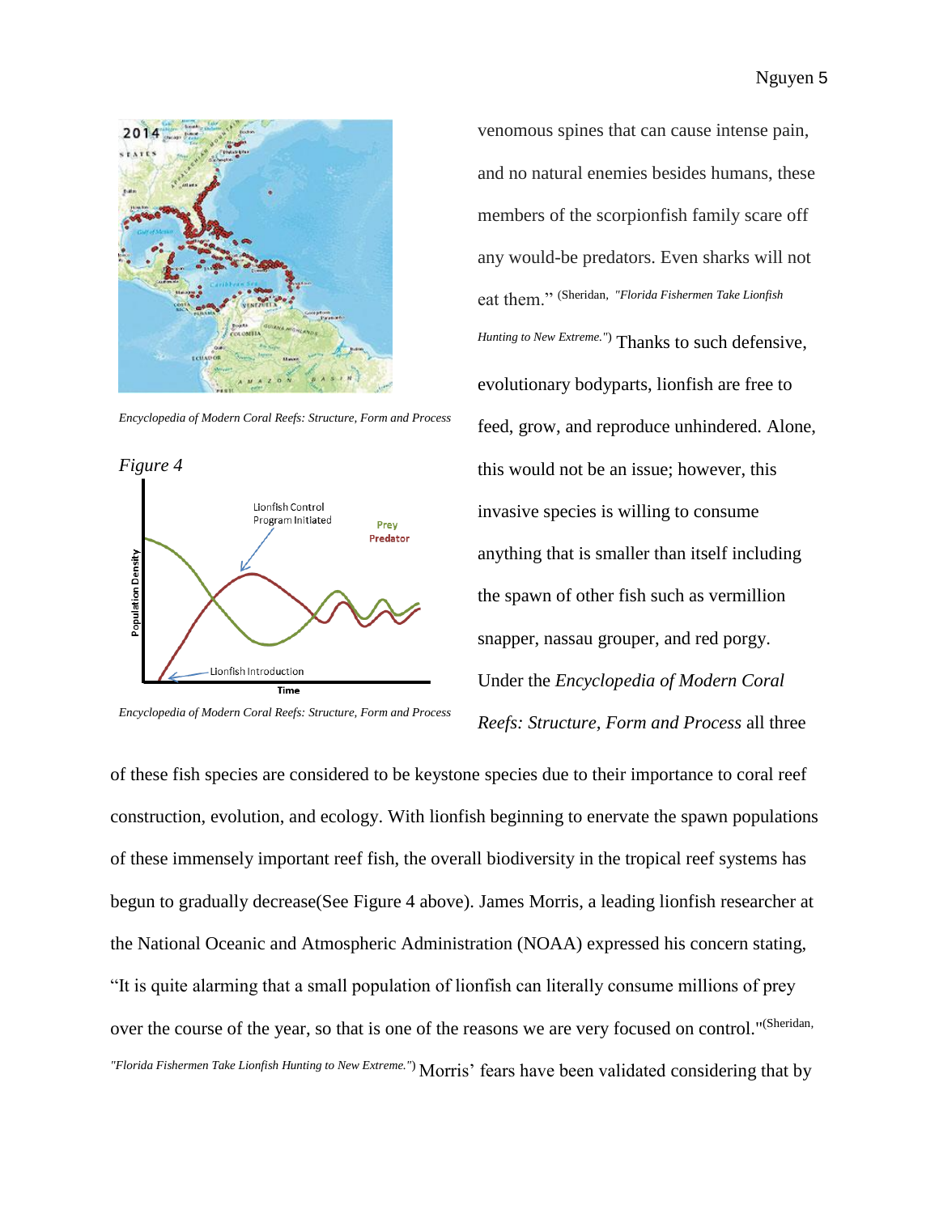Encyclopedia of Modern Coral Reefs: Structure, Form and Process

*Figure 4*

Encyclopedia of Modern Coral Reefs: Structure, Form and Process

venomous spines that can cause intense pain, and no natural enemies besides humans, these members of the scorpionfish family scare off any would-be predators. Even sharks will not eat them." (Sheridan, *"Florida Fishermen Take Lionfish Hunting to New Extreme."*) Thanks to such defensive, evolutionary bodyparts, lionfish are free to feed, grow, and reproduce unhindered. Alone, this would not be an issue; however, this invasive species is willing to consume anything that is smaller than itself including the spawn of other fish such as vermillion snapper, nassau grouper, and red porgy. Under the *Encyclopedia of Modern Coral Reefs: Structure, Form and Process* all three of these fish species are considered to be keystone species due to their importance to coral reef construction, evolution, and ecology. With lionfish beginning to enervate the spawn populations of these immensely important reef fish, the overall biodiversity in the tropical reef systems has begun to gradually decrease(See Figure 4 above). James Morris, a leading lionfish researcher at the National Oceanic and Atmospheric Administration (NOAA) expressed his concern stating, "It is quite alarming that a small population of lionfish can literally consume millions of prey over the course of the year, so that is one of the reasons we are very focused on control."(Sheridan, *"Florida Fishermen Take Lionfish Hunting to New Extreme."*) Morris' fears have been validated considering that by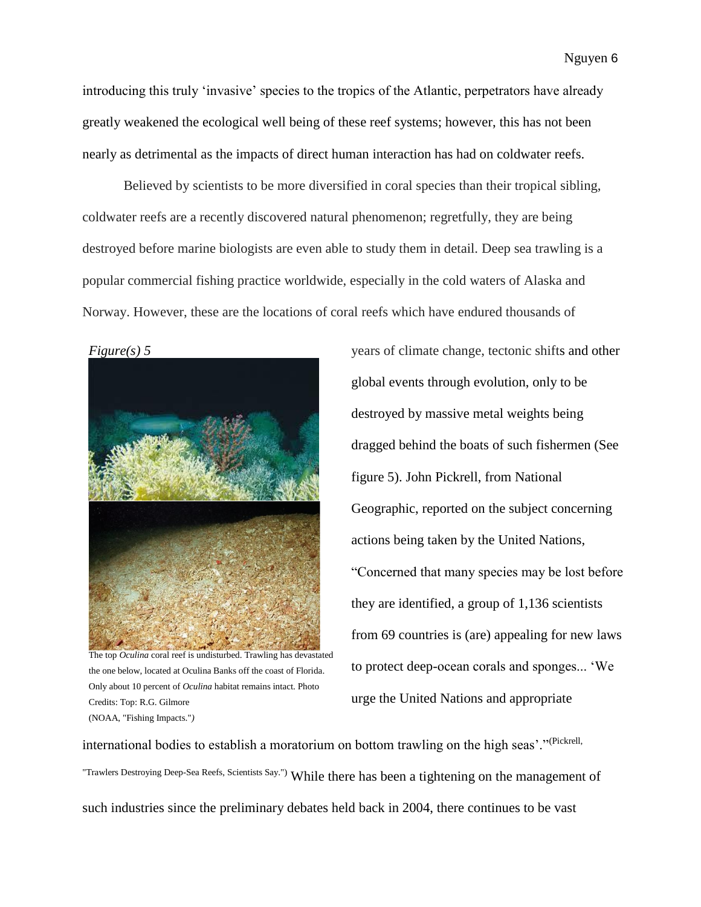introducing this truly 'invasive' species to the tropics of the Atlantic, perpetrators have already greatly weakened the ecological well being of these reef systems; however, this has not been nearly as detrimental as the impacts of direct human interaction has had on coldwater reefs.

Believed by scientists to be more diversified in coral species than their tropical sibling, coldwater reefs are a recently discovered natural phenomenon; regretfully, they are being destroyed before marine biologists are even able to study them in detail. Deep sea trawling is a popular commercial fishing practice worldwide, especially in the cold waters of Alaska and Norway. However, these are the locations of coral reefs which have endured thousands of years of climate change, tectonic shifts and other global events through evolution, only to be destroyed by massive metal weights being dragged behind the boats of such fishermen (See figure 5). John Pickrell, from National Geographic, reported on the subject concerning actions being taken by the United Nations, "Concerned that many species may be lost before they are identified, a group of 1,136 scientists from 69 countries is (are) appealing for new laws to protect deep-ocean corals and sponges... 'We urge the United Nations and appropriate international bodies to establish a moratorium on bottom trawling on the high seas'."(Pickrell, "Trawlers Destroying Deep-Sea Reefs, Scientists Say.") While there has been a tightening on the management of such industries since the preliminary debates held back in 2004, there continues to be vast

*Figure(s) 5*

The top *Oculina* coral reef is undisturbed. Trawling has devastated the one below, located at Oculina Banks off the coast of Florida. Only about 10 percent of *Oculina* habitat remains intact. Photo Credits: Top: R.G. Gilmore (NOAA, "Fishing Impacts.")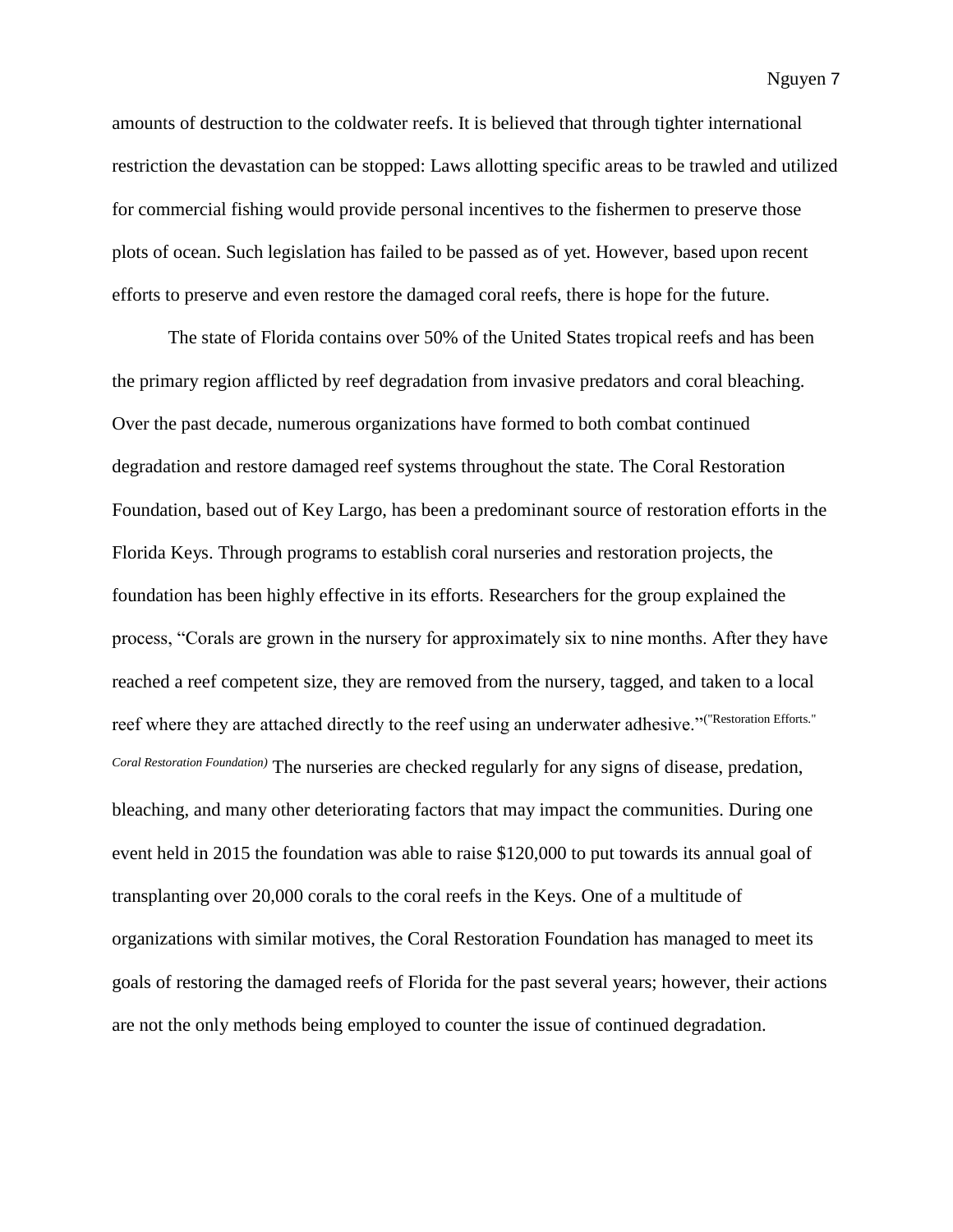amounts of destruction to the coldwater reefs. It is believed that through tighter international restriction the devastation can be stopped: Laws allotting specific areas to be trawled and utilized for commercial fishing would provide personal incentives to the fishermen to preserve those plots of ocean. Such legislation has failed to be passed as of yet. However, based upon recent efforts to preserve and even restore the damaged coral reefs, there is hope for the future.

The state of Florida contains over 50% of the United States tropical reefs and has been the primary region afflicted by reef degradation from invasive predators and coral bleaching. Over the past decade, numerous organizations have formed to both combat continued degradation and restore damaged reef systems throughout the state. The Coral Restoration Foundation, based out of Key Largo, has been a predominant source of restoration efforts in the Florida Keys. Through programs to establish coral nurseries and restoration projects, the foundation has been highly effective in its efforts. Researchers for the group explained the process, "Corals are grown in the nursery for approximately six to nine months. After they have reached a reef competent size, they are removed from the nursery, tagged, and taken to a local reef where they are attached directly to the reef using an underwater adhesive." ("Restoration Efforts." *Coral Restoration Foundation)* The nurseries are checked regularly for any signs of disease, predation, bleaching, and many other deteriorating factors that may impact the communities. During one event held in 2015 the foundation was able to raise $120,000 to put towards its annual goal of transplanting over 20,000 corals to the coral reefs in the Keys. One of a multitude of organizations with similar motives, the Coral Restoration Foundation has managed to meet its goals of restoring the damaged reefs of Florida for the past several years; however, their actions are not the only methods being employed to counter the issue of continued degradation.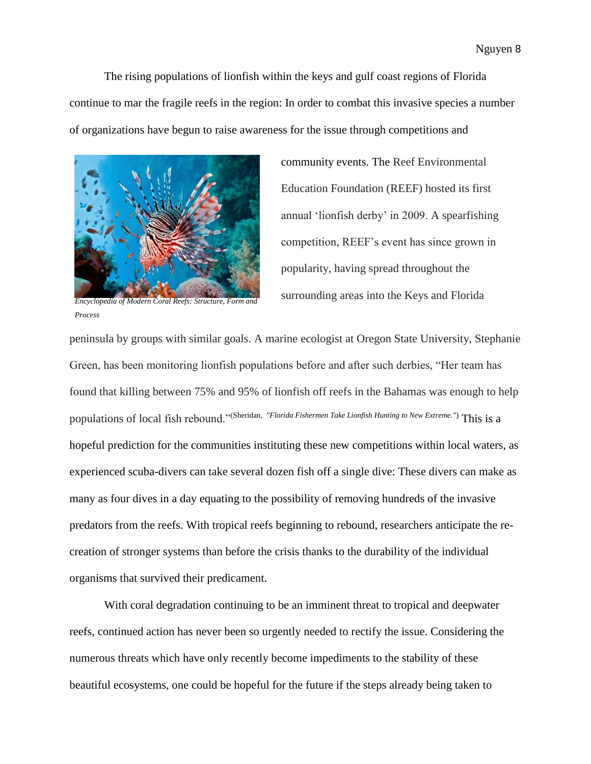The rising populations of lionfish within the keys and gulf coast regions of Florida continue to mar the fragile reefs in the region: In order to combat this invasive species a number of organizations have begun to raise awareness for the issue through competitions and community events. The Reef Environmental Education Foundation (REEF) hosted its first annual 'lionfish derby' in 2009. A spearfishing competition, REEF's event has since grown in popularity, having spread throughout the surrounding areas into the Keys and Florida peninsula by groups with similar goals. A marine ecologist at Oregon State University, Stephanie Green, has been monitoring lionfish populations before and after such derbies, "Her team has found that killing between 75% and 95% of lionfish off reefs in the Bahamas was enough to help populations of local fish rebound."(Sheridan, *"Florida Fishermen Take Lionfish Hunting to New Extreme."*) This is a hopeful prediction for the communities instituting these new competitions within local waters, as experienced scuba-divers can take several dozen fish off a single dive: These divers can make as many as four dives in a day equating to the possibility of removing hundreds of the invasive predators from the reefs. With tropical reefs beginning to rebound, researchers anticipate the re-creation of stronger systems than before the crisis thanks to the durability of the individual organisms that survived their predicament.

*Encyclopedia of Modern Coral Reefs: Structure, Form and Process*

With coral degradation continuing to be an imminent threat to tropical and deepwater reefs, continued action has never been so urgently needed to rectify the issue. Considering the numerous threats which have only recently become impediments to the stability of these beautiful ecosystems, one could be hopeful for the future if the steps already being taken to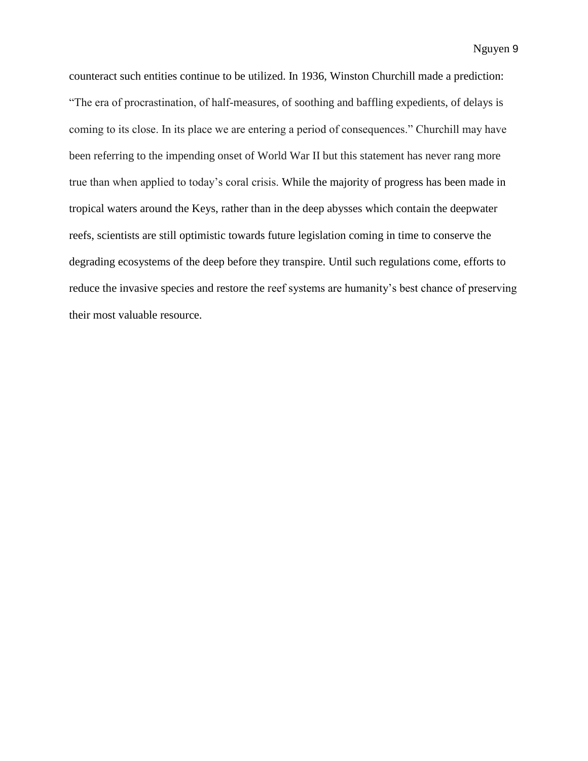counteract such entities continue to be utilized. In 1936, Winston Churchill made a prediction: "The era of procrastination, of half-measures, of soothing and baffling expedients, of delays is coming to its close. In its place we are entering a period of consequences." Churchill may have been referring to the impending onset of World War II but this statement has never rang more true than when applied to today's coral crisis. While the majority of progress has been made in tropical waters around the Keys, rather than in the deep abysses which contain the deepwater reefs, scientists are still optimistic towards future legislation coming in time to conserve the degrading ecosystems of the deep before they transpire. Until such regulations come, efforts to reduce the invasive species and restore the reef systems are humanity's best chance of preserving their most valuable resource.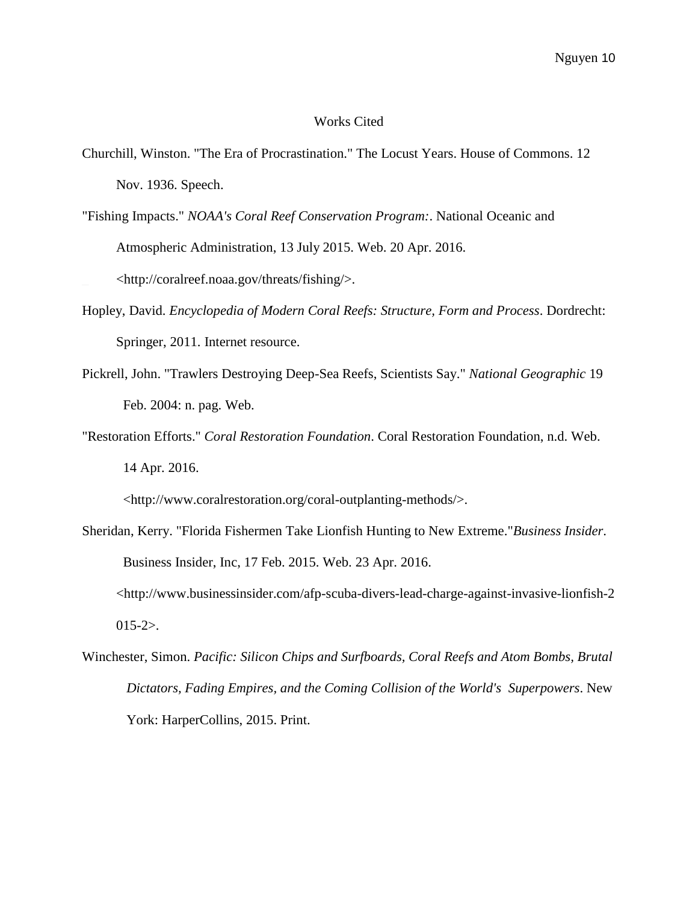# Works Cited

Churchill, Winston. "The Era of Procrastination." The Locust Years. House of Commons. 12 Nov. 1936. Speech.

"Fishing Impacts." *NOAA's Coral Reef Conservation Program:*. National Oceanic and Atmospheric Administration, 13 July 2015. Web. 20 Apr. 2016. <http://coralreef.noaa.gov/threats/fishing/>.

Hopley, David. *Encyclopedia of Modern Coral Reefs: Structure, Form and Process*. Dordrecht: Springer, 2011. Internet resource.

Pickrell, John. "Trawlers Destroying Deep-Sea Reefs, Scientists Say." *National Geographic* 19 Feb. 2004: n. pag. Web.

"Restoration Efforts." *Coral Restoration Foundation*. Coral Restoration Foundation, n.d. Web. 14 Apr. 2016. <http://www.coralrestoration.org/coral-outplanting-methods/>.

Sheridan, Kerry. "Florida Fishermen Take Lionfish Hunting to New Extreme."*Business Insider*. Business Insider, Inc, 17 Feb. 2015. Web. 23 Apr. 2016. <http://www.businessinsider.com/afp-scuba-divers-lead-charge-against-invasive-lionfish-2015-2>.

Winchester, Simon. *Pacific: Silicon Chips and Surfboards, Coral Reefs and Atom Bombs, Brutal Dictators, Fading Empires, and the Coming Collision of the World's Superpowers*. New York: HarperCollins, 2015. Print.